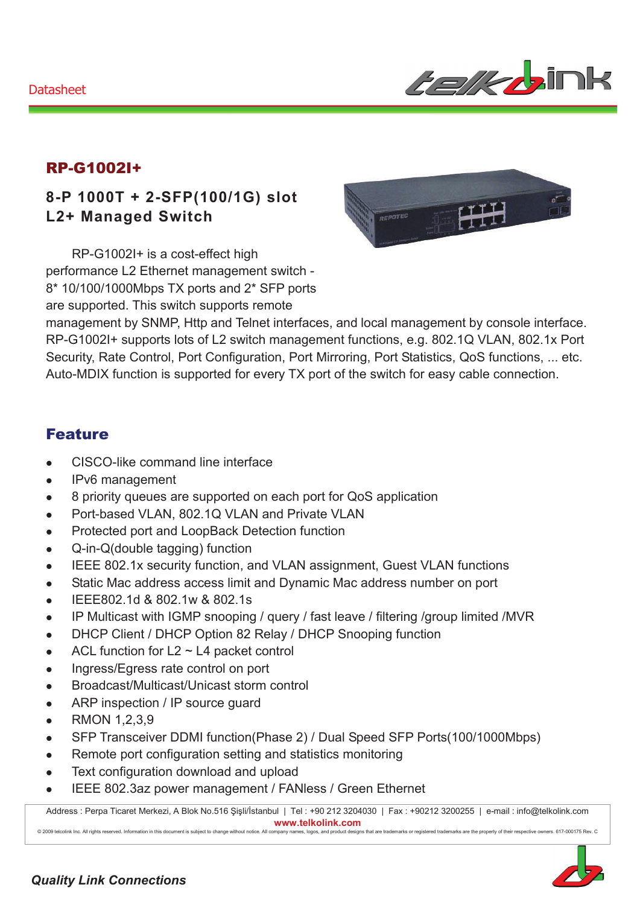Datasheet

# RP-G1002I+

## 8-P 1000T + 2-SFP(100/1G) slot L2+ Managed Switch

RP-G1002I+ is a cost-effect high performance L2 Ethernet management switch - 8* 10/100/1000Mbps TX ports and 2* SFP ports are supported. This switch supports remote management by SNMP, Http and Telnet interfaces, and local management by console interface. RP-G1002I+ supports lots of L2 switch management functions, e.g. 802.1Q VLAN, 802.1x Port Security, Rate Control, Port Configuration, Port Mirroring, Port Statistics, QoS functions, ... etc. Auto-MDIX function is supported for every TX port of the switch for easy cable connection.

## Feature

- CISCO-like command line interface
- IPv6 management
- 8 priority queues are supported on each port for QoS application
- Port-based VLAN, 802.1Q VLAN and Private VLAN
- Protected port and LoopBack Detection function
- Q-in-Q(double tagging) function
- IEEE 802.1x security function, and VLAN assignment, Guest VLAN functions
- Static Mac address access limit and Dynamic Mac address number on port
- IEEE802.1d & 802.1w & 802.1s
- IP Multicast with IGMP snooping / query / fast leave / filtering /group limited /MVR
- DHCP Client / DHCP Option 82 Relay / DHCP Snooping function
- ACL function for L2 ~ L4 packet control
- Ingress/Egress rate control on port
- Broadcast/Multicast/Unicast storm control
- ARP inspection / IP source guard
- RMON 1,2,3,9
- SFP Transceiver DDMI function(Phase 2) / Dual Speed SFP Ports(100/1000Mbps)
- Remote port configuration setting and statistics monitoring
- Text configuration download and upload
- IEEE 802.3az power management / FANless / Green Ethernet

Address : Perpa Ticaret Merkezi, A Blok No.516 Şişli/İstanbul | Tel : +90 212 3204030 | Fax : +90212 3200255 | e-mail : info@telkolink.com
www.telkolink.com
© 2009 telcolink Inc. All rights reserved. Information in this document is subject to change without notice. All company names, logos, and product designs that are trademarks or registered trademarks are the property of their respective owners. 617-000175 Rev. C

*Quality Link Connections*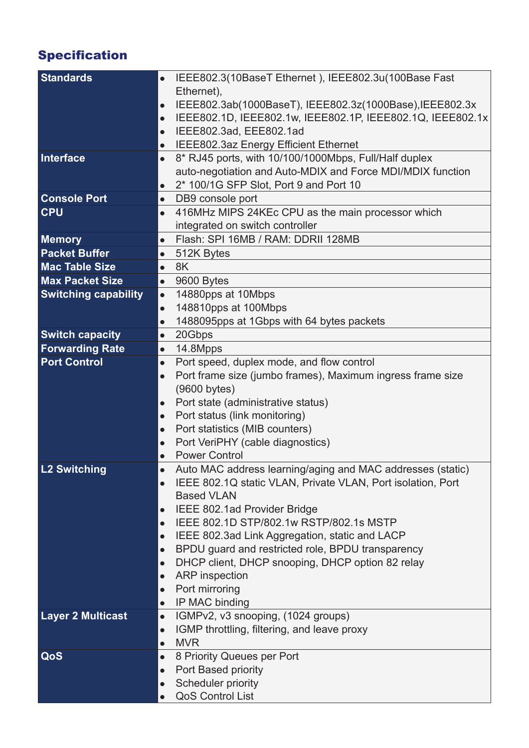## Specification

| | |
|---|---|
| **Standards** | • IEEE802.3(10BaseT Ethernet ), IEEE802.3u(100Base Fast Ethernet),<br>• IEEE802.3ab(1000BaseT), IEEE802.3z(1000Base),IEEE802.3x<br>• IEEE802.1D, IEEE802.1w, IEEE802.1P, IEEE802.1Q, IEEE802.1x<br>• IEEE802.3ad, EEE802.1ad<br>• IEEE802.3az Energy Efficient Ethernet |
| **Interface** | • 8* RJ45 ports, with 10/100/1000Mbps, Full/Half duplex auto-negotiation and Auto-MDIX and Force MDI/MDIX function<br>• 2* 100/1G SFP Slot, Port 9 and Port 10 |
| **Console Port** | • DB9 console port |
| **CPU** | • 416MHz MIPS 24KEc CPU as the main processor which integrated on switch controller |
| **Memory** | • Flash: SPI 16MB / RAM: DDRII 128MB |
| **Packet Buffer** | • 512K Bytes |
| **Mac Table Size** | • 8K |
| **Max Packet Size** | • 9600 Bytes |
| **Switching capability** | • 14880pps at 10Mbps<br>• 148810pps at 100Mbps<br>• 1488095pps at 1Gbps with 64 bytes packets |
| **Switch capacity** | • 20Gbps |
| **Forwarding Rate** | • 14.8Mpps |
| **Port Control** | • Port speed, duplex mode, and flow control<br>• Port frame size (jumbo frames), Maximum ingress frame size (9600 bytes)<br>• Port state (administrative status)<br>• Port status (link monitoring)<br>• Port statistics (MIB counters)<br>• Port VeriPHY (cable diagnostics)<br>• Power Control |
| **L2 Switching** | • Auto MAC address learning/aging and MAC addresses (static)<br>• IEEE 802.1Q static VLAN, Private VLAN, Port isolation, Port Based VLAN<br>• IEEE 802.1ad Provider Bridge<br>• IEEE 802.1D STP/802.1w RSTP/802.1s MSTP<br>• IEEE 802.3ad Link Aggregation, static and LACP<br>• BPDU guard and restricted role, BPDU transparency<br>• DHCP client, DHCP snooping, DHCP option 82 relay<br>• ARP inspection<br>• Port mirroring<br>• IP MAC binding |
| **Layer 2 Multicast** | • IGMPv2, v3 snooping, (1024 groups)<br>• IGMP throttling, filtering, and leave proxy<br>• MVR |
| **QoS** | • 8 Priority Queues per Port<br>• Port Based priority<br>• Scheduler priority<br>• QoS Control List |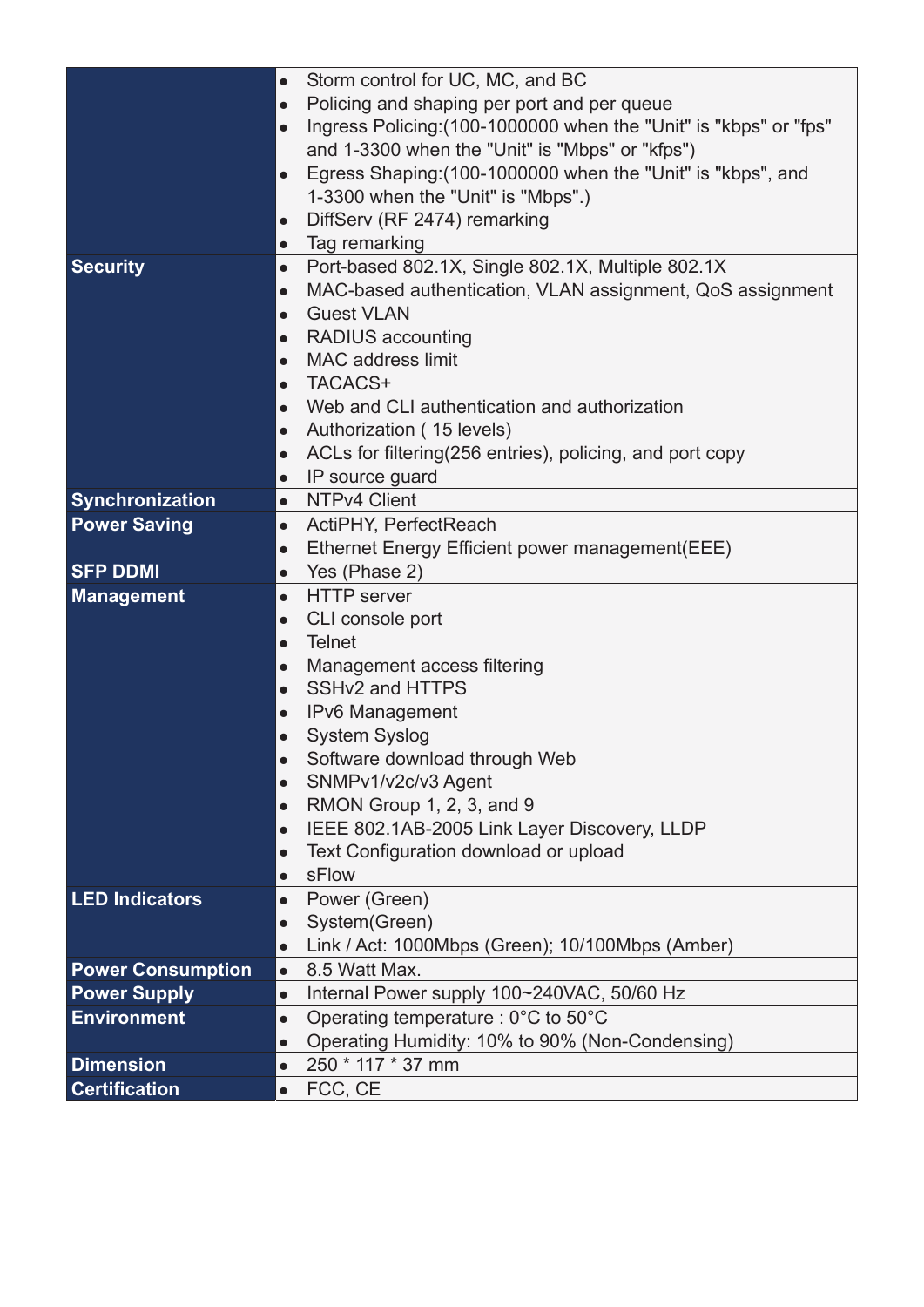| | |
|---|---|
| | • Storm control for UC, MC, and BC<br>• Policing and shaping per port and per queue<br>• Ingress Policing:(100-1000000 when the "Unit" is "kbps" or "fps" and 1-3300 when the "Unit" is "Mbps" or "kfps")<br>• Egress Shaping:(100-1000000 when the "Unit" is "kbps", and 1-3300 when the "Unit" is "Mbps".)<br>• DiffServ (RF 2474) remarking<br>• Tag remarking |
| **Security** | • Port-based 802.1X, Single 802.1X, Multiple 802.1X<br>• MAC-based authentication, VLAN assignment, QoS assignment<br>• Guest VLAN<br>• RADIUS accounting<br>• MAC address limit<br>• TACACS+<br>• Web and CLI authentication and authorization<br>• Authorization ( 15 levels)<br>• ACLs for filtering(256 entries), policing, and port copy<br>• IP source guard |
| **Synchronization** | • NTPv4 Client |
| **Power Saving** | • ActiPHY, PerfectReach<br>• Ethernet Energy Efficient power management(EEE) |
| **SFP DDMI** | • Yes (Phase 2) |
| **Management** | • HTTP server<br>• CLI console port<br>• Telnet<br>• Management access filtering<br>• SSHv2 and HTTPS<br>• IPv6 Management<br>• System Syslog<br>• Software download through Web<br>• SNMPv1/v2c/v3 Agent<br>• RMON Group 1, 2, 3, and 9<br>• IEEE 802.1AB-2005 Link Layer Discovery, LLDP<br>• Text Configuration download or upload<br>• sFlow |
| **LED Indicators** | • Power (Green)<br>• System(Green)<br>• Link / Act: 1000Mbps (Green); 10/100Mbps (Amber) |
| **Power Consumption** | • 8.5 Watt Max. |
| **Power Supply** | • Internal Power supply 100~240VAC, 50/60 Hz |
| **Environment** | • Operating temperature : 0°C to 50°C<br>• Operating Humidity: 10% to 90% (Non-Condensing) |
| **Dimension** | • 250 * 117 * 37 mm |
| **Certification** | • FCC, CE |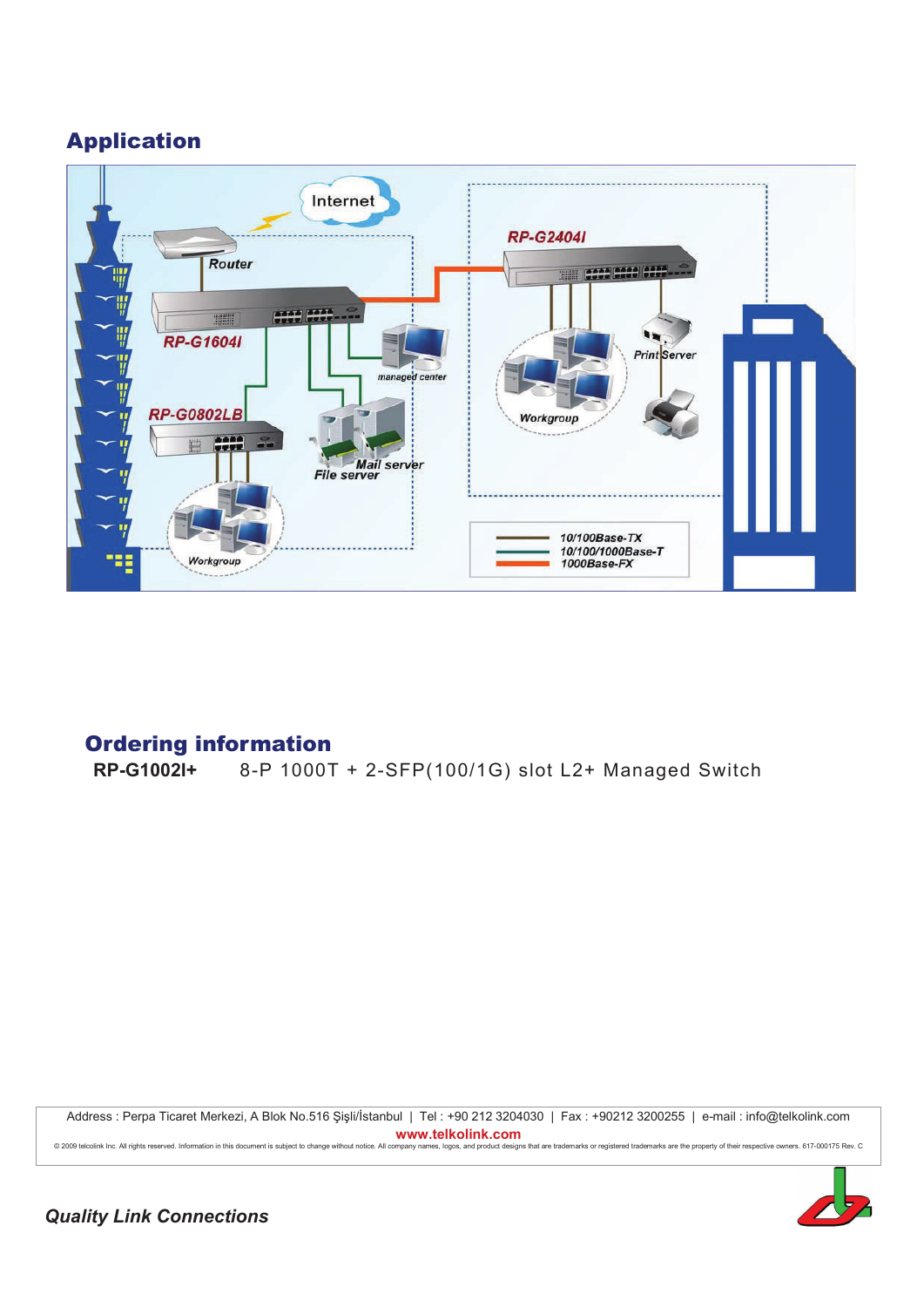## Application

Internet

Router

RP-G1604I

RP-G0802LB

managed center

Mail server

File server

Workgroup

RP-G2404I

Print Server

Workgroup

10/100Base-TX

10/100/1000Base-T

1000Base-FX

## Ordering information

**RP-G1002I+** 8-P 1000T + 2-SFP(100/1G) slot L2+ Managed Switch

Address : Perpa Ticaret Merkezi, A Blok No.516 Şişli/İstanbul | Tel : +90 212 3204030 | Fax : +90212 3200255 | e-mail : info@telkolink.com

www.telkolink.com

© 2009 telcolink Inc. All rights reserved. Information in this document is subject to change without notice. All company names, logos, and product designs that are trademarks or registered trademarks are the property of their respective owners. 617-000175 Rev. C

*Quality Link Connections*